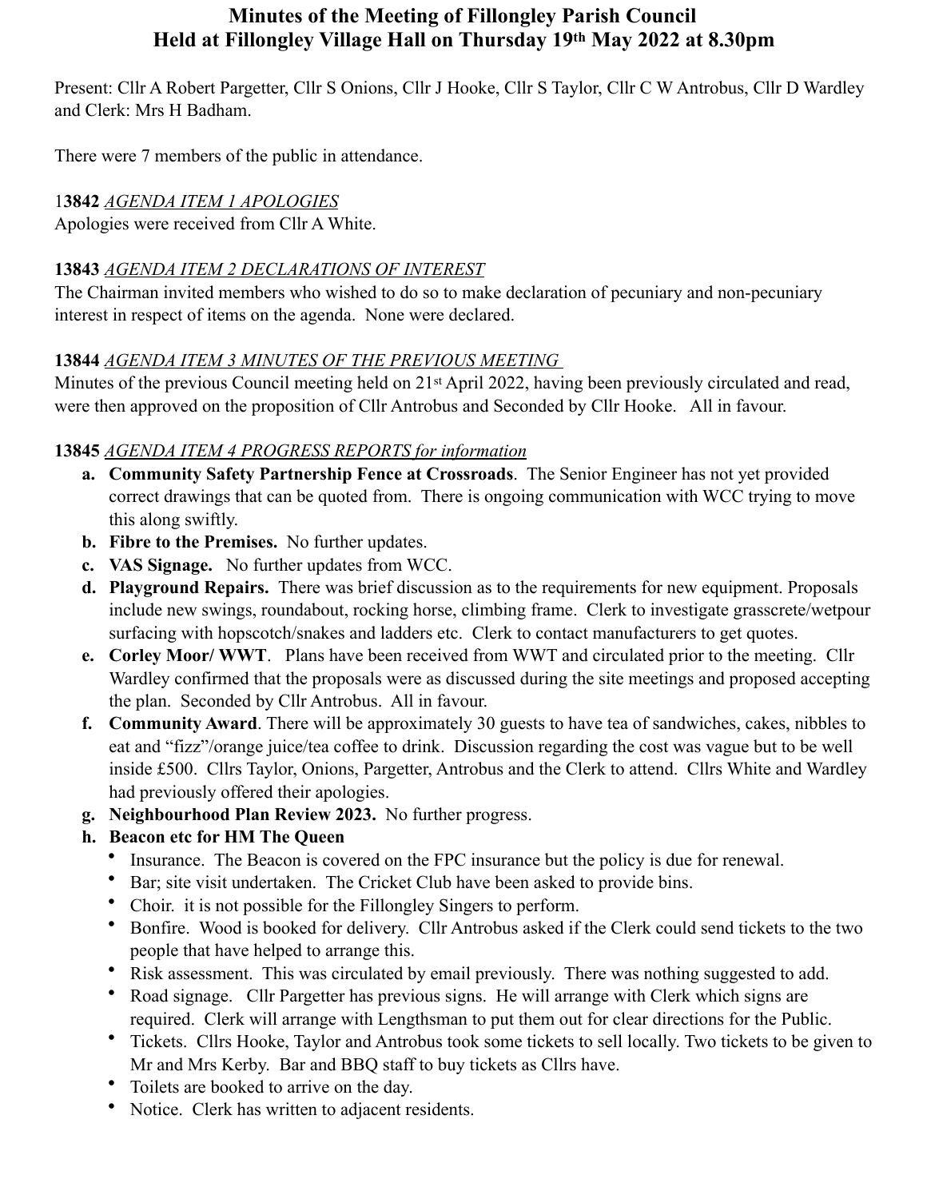# Minutes of the Meeting of Fillongley Parish Council
# Held at Fillongley Village Hall on Thursday 19th May 2022 at 8.30pm

Present: Cllr A Robert Pargetter, Cllr S Onions, Cllr J Hooke, Cllr S Taylor, Cllr C W Antrobus, Cllr D Wardley and Clerk: Mrs H Badham.

There were 7 members of the public in attendance.

**13842** _AGENDA ITEM 1 APOLOGIES_
Apologies were received from Cllr A White.

**13843** _AGENDA ITEM 2 DECLARATIONS OF INTEREST_
The Chairman invited members who wished to do so to make declaration of pecuniary and non-pecuniary interest in respect of items on the agenda. None were declared.

**13844** _AGENDA ITEM 3 MINUTES OF THE PREVIOUS MEETING_
Minutes of the previous Council meeting held on 21st April 2022, having been previously circulated and read, were then approved on the proposition of Cllr Antrobus and Seconded by Cllr Hooke. All in favour.

**13845** _AGENDA ITEM 4 PROGRESS REPORTS for information_

a. **Community Safety Partnership Fence at Crossroads**. The Senior Engineer has not yet provided correct drawings that can be quoted from. There is ongoing communication with WCC trying to move this along swiftly.
b. **Fibre to the Premises.** No further updates.
c. **VAS Signage.** No further updates from WCC.
d. **Playground Repairs.** There was brief discussion as to the requirements for new equipment. Proposals include new swings, roundabout, rocking horse, climbing frame. Clerk to investigate grasscrete/wetpour surfacing with hopscotch/snakes and ladders etc. Clerk to contact manufacturers to get quotes.
e. **Corley Moor/ WWT**. Plans have been received from WWT and circulated prior to the meeting. Cllr Wardley confirmed that the proposals were as discussed during the site meetings and proposed accepting the plan. Seconded by Cllr Antrobus. All in favour.
f. **Community Award**. There will be approximately 30 guests to have tea of sandwiches, cakes, nibbles to eat and "fizz"/orange juice/tea coffee to drink. Discussion regarding the cost was vague but to be well inside £500. Cllrs Taylor, Onions, Pargetter, Antrobus and the Clerk to attend. Cllrs White and Wardley had previously offered their apologies.
g. **Neighbourhood Plan Review 2023.** No further progress.
h. **Beacon etc for HM The Queen**
   - Insurance. The Beacon is covered on the FPC insurance but the policy is due for renewal.
   - Bar; site visit undertaken. The Cricket Club have been asked to provide bins.
   - Choir. it is not possible for the Fillongley Singers to perform.
   - Bonfire. Wood is booked for delivery. Cllr Antrobus asked if the Clerk could send tickets to the two people that have helped to arrange this.
   - Risk assessment. This was circulated by email previously. There was nothing suggested to add.
   - Road signage. Cllr Pargetter has previous signs. He will arrange with Clerk which signs are required. Clerk will arrange with Lengthsman to put them out for clear directions for the Public.
   - Tickets. Cllrs Hooke, Taylor and Antrobus took some tickets to sell locally. Two tickets to be given to Mr and Mrs Kerby. Bar and BBQ staff to buy tickets as Cllrs have.
   - Toilets are booked to arrive on the day.
   - Notice. Clerk has written to adjacent residents.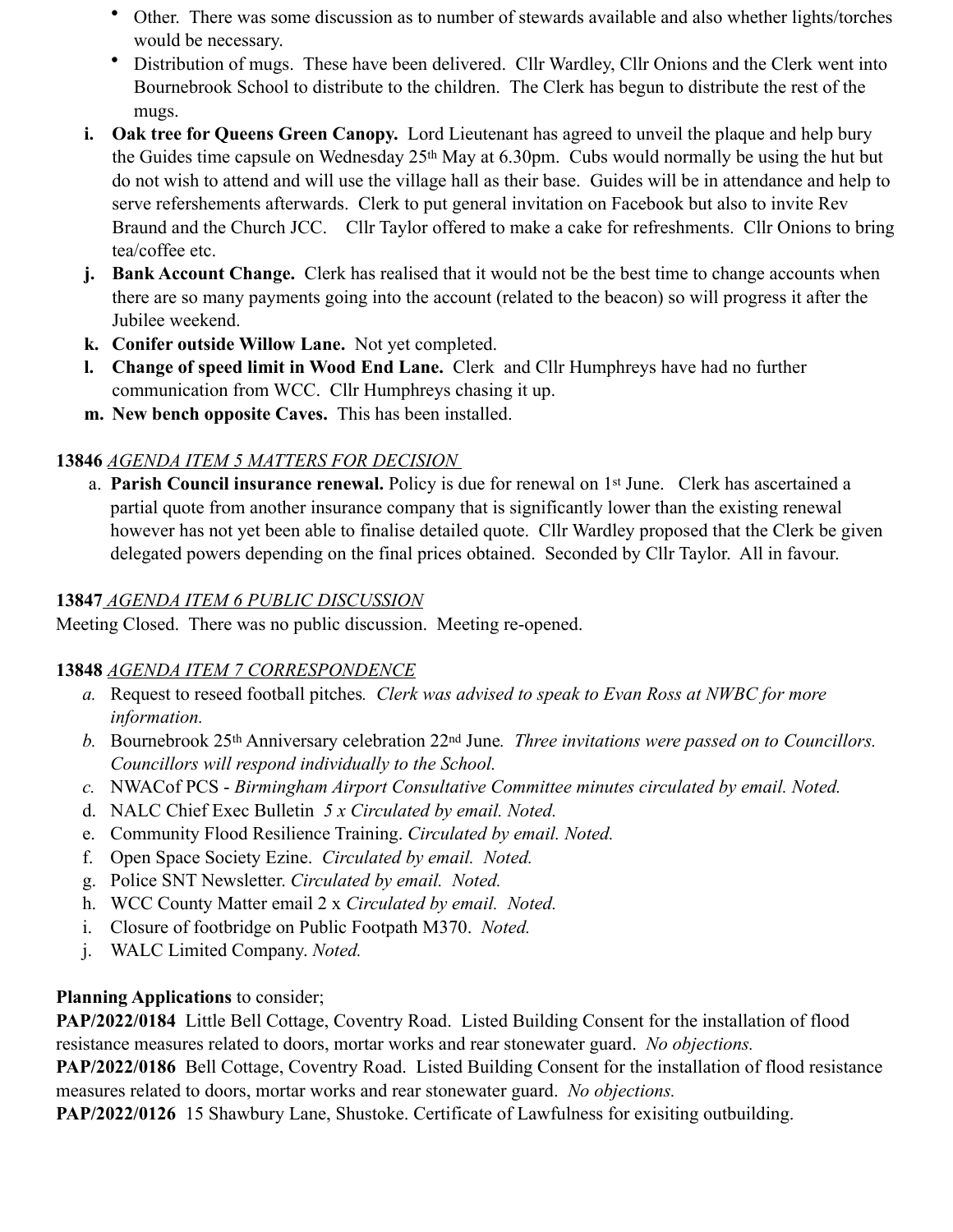- Other. There was some discussion as to number of stewards available and also whether lights/torches would be necessary.
- Distribution of mugs. These have been delivered. Cllr Wardley, Cllr Onions and the Clerk went into Bournebrook School to distribute to the children. The Clerk has begun to distribute the rest of the mugs.

i. **Oak tree for Queens Green Canopy.** Lord Lieutenant has agreed to unveil the plaque and help bury the Guides time capsule on Wednesday 25th May at 6.30pm. Cubs would normally be using the hut but do not wish to attend and will use the village hall as their base. Guides will be in attendance and help to serve refershements afterwards. Clerk to put general invitation on Facebook but also to invite Rev Braund and the Church JCC. Cllr Taylor offered to make a cake for refreshments. Cllr Onions to bring tea/coffee etc.

j. **Bank Account Change.** Clerk has realised that it would not be the best time to change accounts when there are so many payments going into the account (related to the beacon) so will progress it after the Jubilee weekend.

k. **Conifer outside Willow Lane.** Not yet completed.

l. **Change of speed limit in Wood End Lane.** Clerk and Cllr Humphreys have had no further communication from WCC. Cllr Humphreys chasing it up.

m. **New bench opposite Caves.** This has been installed.

**13846** _AGENDA ITEM 5 MATTERS FOR DECISION_

a. **Parish Council insurance renewal.** Policy is due for renewal on 1st June. Clerk has ascertained a partial quote from another insurance company that is significantly lower than the existing renewal however has not yet been able to finalise detailed quote. Cllr Wardley proposed that the Clerk be given delegated powers depending on the final prices obtained. Seconded by Cllr Taylor. All in favour.

**13847** _AGENDA ITEM 6 PUBLIC DISCUSSION_

Meeting Closed. There was no public discussion. Meeting re-opened.

**13848** _AGENDA ITEM 7 CORRESPONDENCE_

a. Request to reseed football pitches. *Clerk was advised to speak to Evan Ross at NWBC for more information.*
b. Bournebrook 25th Anniversary celebration 22nd June. *Three invitations were passed on to Councillors. Councillors will respond individually to the School.*
c. NWACof PCS - *Birmingham Airport Consultative Committee minutes circulated by email. Noted.*
d. NALC Chief Exec Bulletin *5 x Circulated by email. Noted.*
e. Community Flood Resilience Training. *Circulated by email. Noted.*
f. Open Space Society Ezine. *Circulated by email. Noted.*
g. Police SNT Newsletter. *Circulated by email. Noted.*
h. WCC County Matter email 2 x *Circulated by email. Noted.*
i. Closure of footbridge on Public Footpath M370. *Noted.*
j. WALC Limited Company. *Noted.*

**Planning Applications** to consider;

**PAP/2022/0184** Little Bell Cottage, Coventry Road. Listed Building Consent for the installation of flood resistance measures related to doors, mortar works and rear stonewater guard. *No objections.*

**PAP/2022/0186** Bell Cottage, Coventry Road. Listed Building Consent for the installation of flood resistance measures related to doors, mortar works and rear stonewater guard. *No objections.*

**PAP/2022/0126** 15 Shawbury Lane, Shustoke. Certificate of Lawfulness for exisiting outbuilding.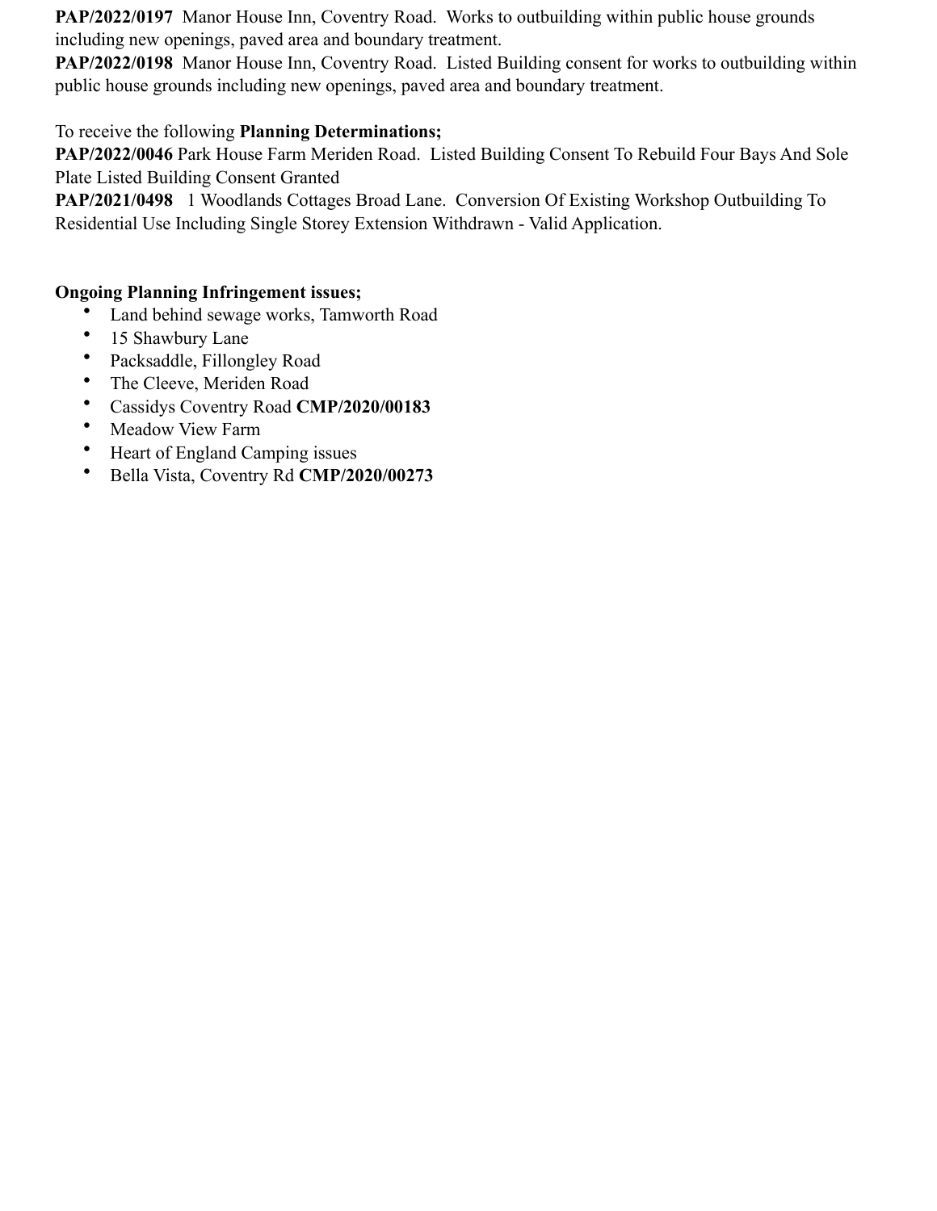**PAP/2022/0197** Manor House Inn, Coventry Road. Works to outbuilding within public house grounds including new openings, paved area and boundary treatment.
**PAP/2022/0198** Manor House Inn, Coventry Road. Listed Building consent for works to outbuilding within public house grounds including new openings, paved area and boundary treatment.

To receive the following **Planning Determinations;**
**PAP/2022/0046** Park House Farm Meriden Road. Listed Building Consent To Rebuild Four Bays And Sole Plate Listed Building Consent Granted
**PAP/2021/0498** 1 Woodlands Cottages Broad Lane. Conversion Of Existing Workshop Outbuilding To Residential Use Including Single Storey Extension Withdrawn - Valid Application.

**Ongoing Planning Infringement issues;**

- Land behind sewage works, Tamworth Road
- 15 Shawbury Lane
- Packsaddle, Fillongley Road
- The Cleeve, Meriden Road
- Cassidys Coventry Road **CMP/2020/00183**
- Meadow View Farm
- Heart of England Camping issues
- Bella Vista, Coventry Rd **CMP/2020/00273**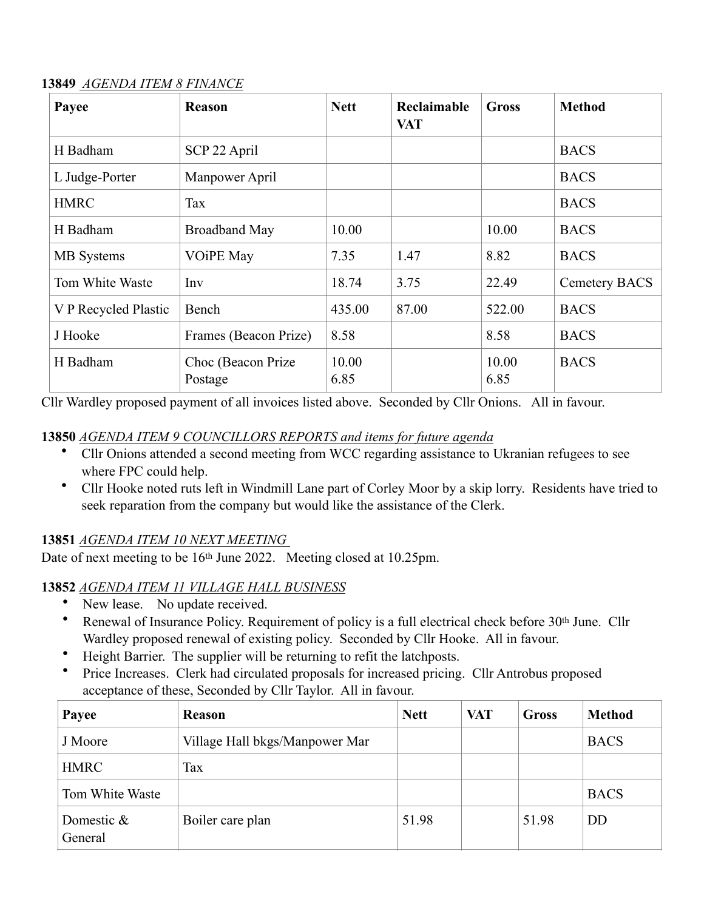**13849** *AGENDA ITEM 8 FINANCE*

| Payee | Reason | Nett | Reclaimable VAT | Gross | Method |
|---|---|---|---|---|---|
| H Badham | SCP 22 April | | | | BACS |
| L Judge-Porter | Manpower April | | | | BACS |
| HMRC | Tax | | | | BACS |
| H Badham | Broadband May | 10.00 | | 10.00 | BACS |
| MB Systems | VOiPE May | 7.35 | 1.47 | 8.82 | BACS |
| Tom White Waste | Inv | 18.74 | 3.75 | 22.49 | Cemetery BACS |
| V P Recycled Plastic | Bench | 435.00 | 87.00 | 522.00 | BACS |
| J Hooke | Frames (Beacon Prize) | 8.58 | | 8.58 | BACS |
| H Badham | Choc (Beacon Prize<br>Postage | 10.00<br>6.85 | | 10.00<br>6.85 | BACS |

Cllr Wardley proposed payment of all invoices listed above. Seconded by Cllr Onions. All in favour.

**13850** *AGENDA ITEM 9 COUNCILLORS REPORTS and items for future agenda*

- Cllr Onions attended a second meeting from WCC regarding assistance to Ukranian refugees to see where FPC could help.
- Cllr Hooke noted ruts left in Windmill Lane part of Corley Moor by a skip lorry. Residents have tried to seek reparation from the company but would like the assistance of the Clerk.

**13851** *AGENDA ITEM 10 NEXT MEETING*

Date of next meeting to be 16th June 2022. Meeting closed at 10.25pm.

**13852** *AGENDA ITEM 11 VILLAGE HALL BUSINESS*

- New lease. No update received.
- Renewal of Insurance Policy. Requirement of policy is a full electrical check before 30th June. Cllr Wardley proposed renewal of existing policy. Seconded by Cllr Hooke. All in favour.
- Height Barrier. The supplier will be returning to refit the latchposts.
- Price Increases. Clerk had circulated proposals for increased pricing. Cllr Antrobus proposed acceptance of these, Seconded by Cllr Taylor. All in favour.

| Payee | Reason | Nett | VAT | Gross | Method |
|---|---|---|---|---|---|
| J Moore | Village Hall bkgs/Manpower Mar | | | | BACS |
| HMRC | Tax | | | | |
| Tom White Waste | | | | | BACS |
| Domestic & General | Boiler care plan | 51.98 | | 51.98 | DD |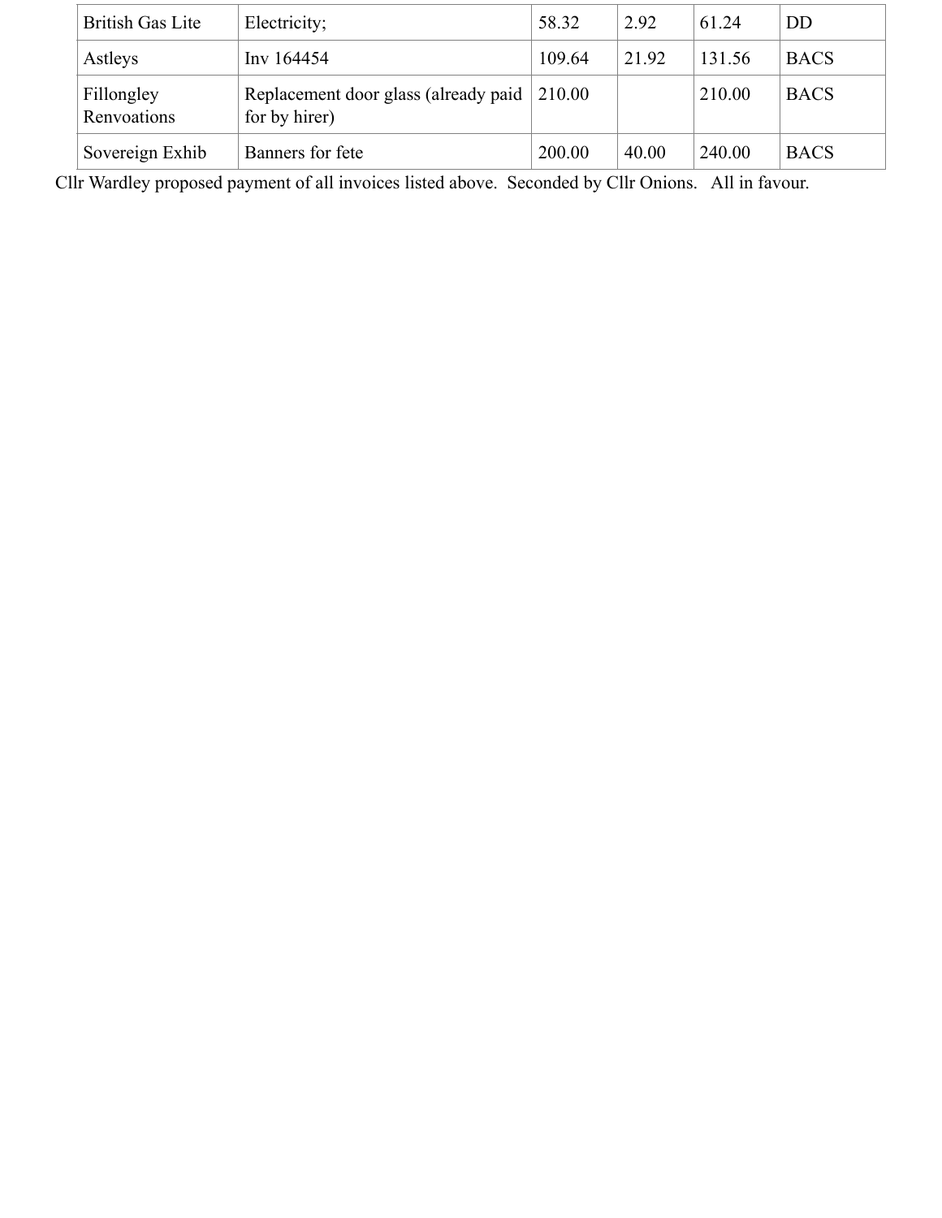| | | | | | |
|---|---|---|---|---|---|
| British Gas Lite | Electricity; | 58.32 | 2.92 | 61.24 | DD |
| Astleys | Inv 164454 | 109.64 | 21.92 | 131.56 | BACS |
| Fillongley Renvoations | Replacement door glass (already paid for by hirer) | 210.00 | | 210.00 | BACS |
| Sovereign Exhib | Banners for fete | 200.00 | 40.00 | 240.00 | BACS |

Cllr Wardley proposed payment of all invoices listed above. Seconded by Cllr Onions. All in favour.